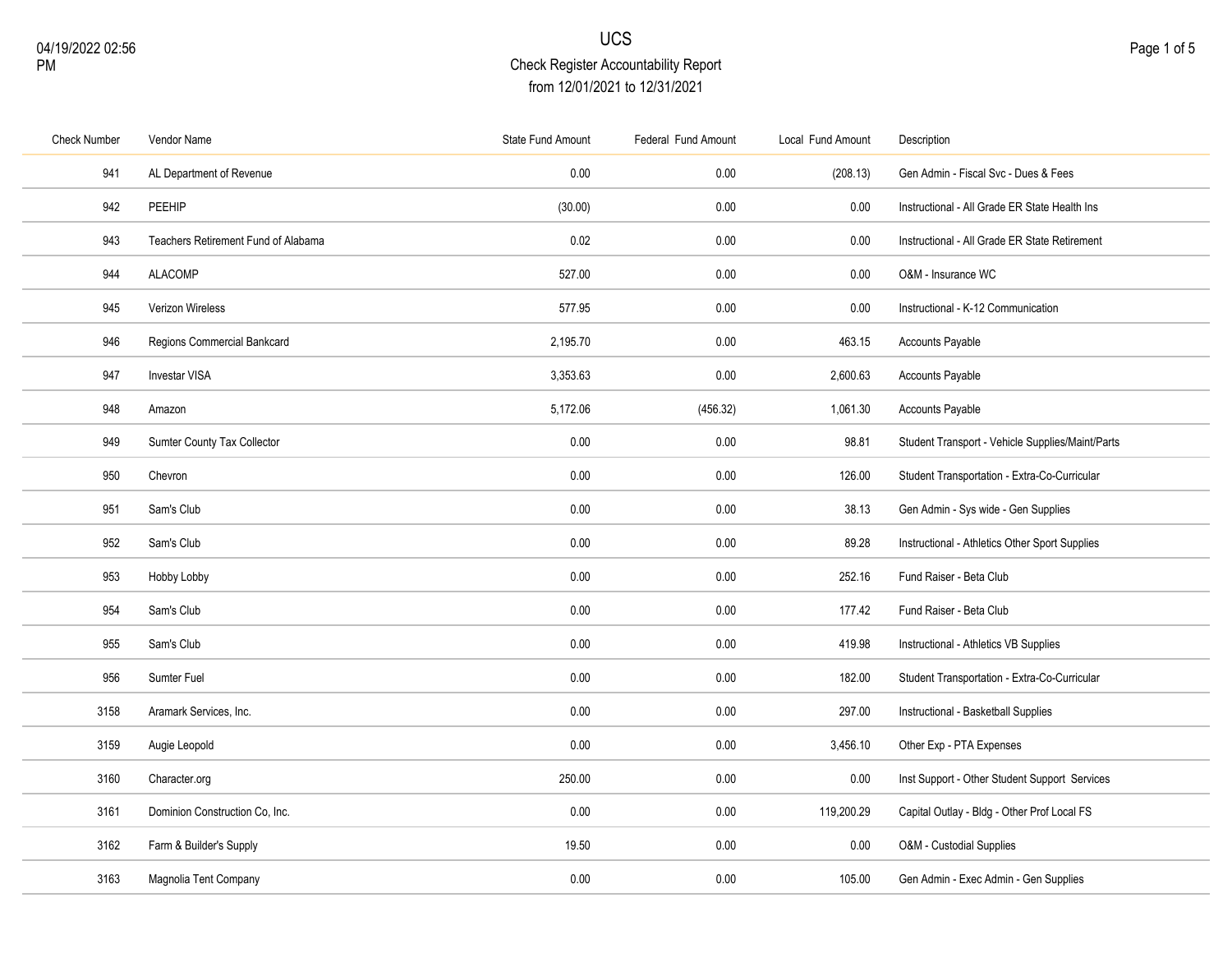# UCS

## Check Register Accountability Report

from 12/01/2021 to 12/31/2021

04/19/2022 02:56 PM

| Check Number | Vendor Name | State Fund Amount | Federal Fund Amount | Local Fund Amount | Description |
|---|---|---|---|---|---|
| 941 | AL Department of Revenue | 0.00 | 0.00 | (208.13) | Gen Admin - Fiscal Svc - Dues & Fees |
| 942 | PEEHIP | (30.00) | 0.00 | 0.00 | Instructional - All Grade ER State Health Ins |
| 943 | Teachers Retirement Fund of Alabama | 0.02 | 0.00 | 0.00 | Instructional - All Grade ER State Retirement |
| 944 | ALACOMP | 527.00 | 0.00 | 0.00 | O&M - Insurance WC |
| 945 | Verizon Wireless | 577.95 | 0.00 | 0.00 | Instructional - K-12 Communication |
| 946 | Regions Commercial Bankcard | 2,195.70 | 0.00 | 463.15 | Accounts Payable |
| 947 | Investar VISA | 3,353.63 | 0.00 | 2,600.63 | Accounts Payable |
| 948 | Amazon | 5,172.06 | (456.32) | 1,061.30 | Accounts Payable |
| 949 | Sumter County Tax Collector | 0.00 | 0.00 | 98.81 | Student Transport - Vehicle Supplies/Maint/Parts |
| 950 | Chevron | 0.00 | 0.00 | 126.00 | Student Transportation - Extra-Co-Curricular |
| 951 | Sam's Club | 0.00 | 0.00 | 38.13 | Gen Admin - Sys wide - Gen Supplies |
| 952 | Sam's Club | 0.00 | 0.00 | 89.28 | Instructional - Athletics Other Sport Supplies |
| 953 | Hobby Lobby | 0.00 | 0.00 | 252.16 | Fund Raiser - Beta Club |
| 954 | Sam's Club | 0.00 | 0.00 | 177.42 | Fund Raiser - Beta Club |
| 955 | Sam's Club | 0.00 | 0.00 | 419.98 | Instructional - Athletics VB Supplies |
| 956 | Sumter Fuel | 0.00 | 0.00 | 182.00 | Student Transportation - Extra-Co-Curricular |
| 3158 | Aramark Services, Inc. | 0.00 | 0.00 | 297.00 | Instructional - Basketball Supplies |
| 3159 | Augie Leopold | 0.00 | 0.00 | 3,456.10 | Other Exp - PTA Expenses |
| 3160 | Character.org | 250.00 | 0.00 | 0.00 | Inst Support - Other Student Support Services |
| 3161 | Dominion Construction Co, Inc. | 0.00 | 0.00 | 119,200.29 | Capital Outlay - Bldg - Other Prof Local FS |
| 3162 | Farm & Builder's Supply | 19.50 | 0.00 | 0.00 | O&M - Custodial Supplies |
| 3163 | Magnolia Tent Company | 0.00 | 0.00 | 105.00 | Gen Admin - Exec Admin - Gen Supplies |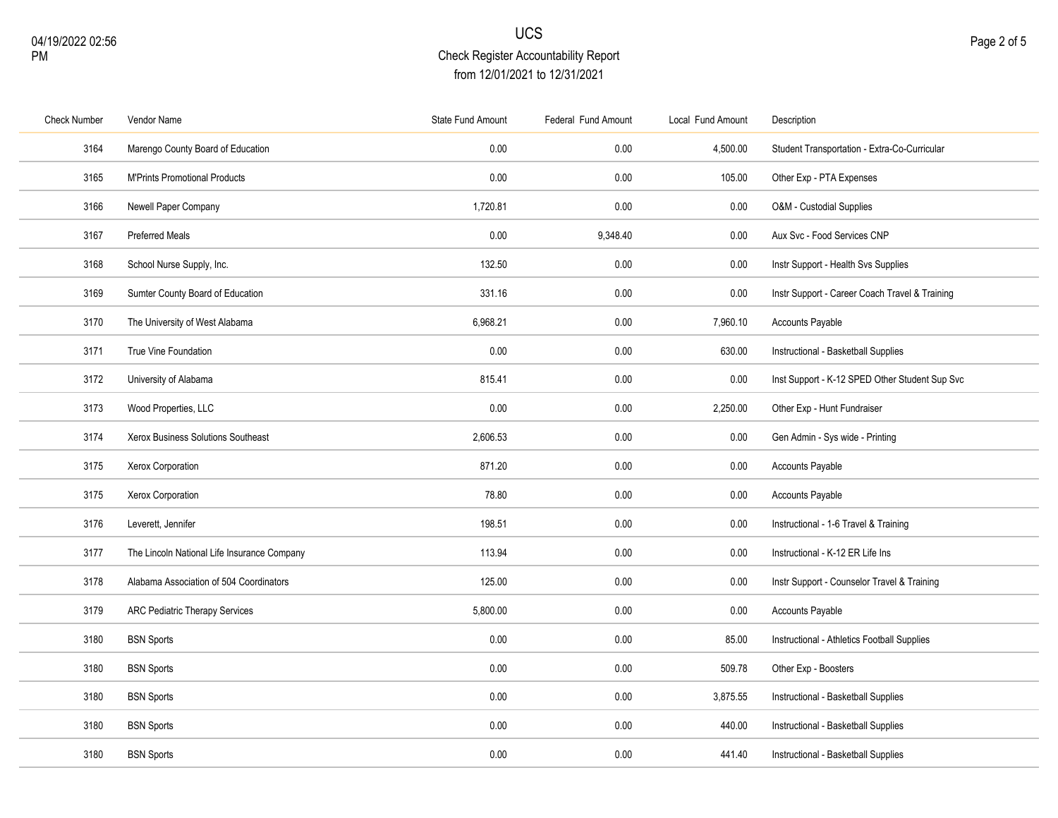# UCS

## Check Register Accountability Report

from 12/01/2021 to 12/31/2021

| Check Number | Vendor Name | State Fund Amount | Federal Fund Amount | Local Fund Amount | Description |
|---|---|---|---|---|---|
| 3164 | Marengo County Board of Education | 0.00 | 0.00 | 4,500.00 | Student Transportation - Extra-Co-Curricular |
| 3165 | M'Prints Promotional Products | 0.00 | 0.00 | 105.00 | Other Exp - PTA Expenses |
| 3166 | Newell Paper Company | 1,720.81 | 0.00 | 0.00 | O&M - Custodial Supplies |
| 3167 | Preferred Meals | 0.00 | 9,348.40 | 0.00 | Aux Svc - Food Services CNP |
| 3168 | School Nurse Supply, Inc. | 132.50 | 0.00 | 0.00 | Instr Support - Health Svs Supplies |
| 3169 | Sumter County Board of Education | 331.16 | 0.00 | 0.00 | Instr Support - Career Coach Travel & Training |
| 3170 | The University of West Alabama | 6,968.21 | 0.00 | 7,960.10 | Accounts Payable |
| 3171 | True Vine Foundation | 0.00 | 0.00 | 630.00 | Instructional - Basketball Supplies |
| 3172 | University of Alabama | 815.41 | 0.00 | 0.00 | Inst Support - K-12 SPED Other Student Sup Svc |
| 3173 | Wood Properties, LLC | 0.00 | 0.00 | 2,250.00 | Other Exp - Hunt Fundraiser |
| 3174 | Xerox Business Solutions Southeast | 2,606.53 | 0.00 | 0.00 | Gen Admin - Sys wide - Printing |
| 3175 | Xerox Corporation | 871.20 | 0.00 | 0.00 | Accounts Payable |
| 3175 | Xerox Corporation | 78.80 | 0.00 | 0.00 | Accounts Payable |
| 3176 | Leverett, Jennifer | 198.51 | 0.00 | 0.00 | Instructional - 1-6 Travel & Training |
| 3177 | The Lincoln National Life Insurance Company | 113.94 | 0.00 | 0.00 | Instructional - K-12 ER Life Ins |
| 3178 | Alabama Association of 504 Coordinators | 125.00 | 0.00 | 0.00 | Instr Support - Counselor Travel & Training |
| 3179 | ARC Pediatric Therapy Services | 5,800.00 | 0.00 | 0.00 | Accounts Payable |
| 3180 | BSN Sports | 0.00 | 0.00 | 85.00 | Instructional - Athletics Football Supplies |
| 3180 | BSN Sports | 0.00 | 0.00 | 509.78 | Other Exp - Boosters |
| 3180 | BSN Sports | 0.00 | 0.00 | 3,875.55 | Instructional - Basketball Supplies |
| 3180 | BSN Sports | 0.00 | 0.00 | 440.00 | Instructional - Basketball Supplies |
| 3180 | BSN Sports | 0.00 | 0.00 | 441.40 | Instructional - Basketball Supplies |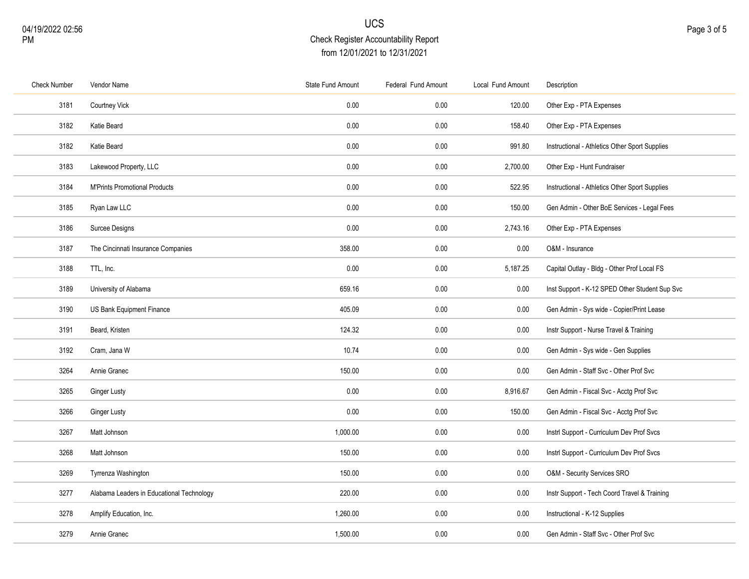# UCS

## Check Register Accountability Report

from 12/01/2021 to 12/31/2021

04/19/2022 02:56 PM

| Check Number | Vendor Name | State Fund Amount | Federal Fund Amount | Local Fund Amount | Description |
|---|---|---|---|---|---|
| 3181 | Courtney Vick | 0.00 | 0.00 | 120.00 | Other Exp - PTA Expenses |
| 3182 | Katie Beard | 0.00 | 0.00 | 158.40 | Other Exp - PTA Expenses |
| 3182 | Katie Beard | 0.00 | 0.00 | 991.80 | Instructional - Athletics Other Sport Supplies |
| 3183 | Lakewood Property, LLC | 0.00 | 0.00 | 2,700.00 | Other Exp - Hunt Fundraiser |
| 3184 | M'Prints Promotional Products | 0.00 | 0.00 | 522.95 | Instructional - Athletics Other Sport Supplies |
| 3185 | Ryan Law LLC | 0.00 | 0.00 | 150.00 | Gen Admin - Other BoE Services - Legal Fees |
| 3186 | Surcee Designs | 0.00 | 0.00 | 2,743.16 | Other Exp - PTA Expenses |
| 3187 | The Cincinnati Insurance Companies | 358.00 | 0.00 | 0.00 | O&M - Insurance |
| 3188 | TTL, Inc. | 0.00 | 0.00 | 5,187.25 | Capital Outlay - Bldg - Other Prof Local FS |
| 3189 | University of Alabama | 659.16 | 0.00 | 0.00 | Inst Support - K-12 SPED Other Student Sup Svc |
| 3190 | US Bank Equipment Finance | 405.09 | 0.00 | 0.00 | Gen Admin - Sys wide - Copier/Print Lease |
| 3191 | Beard, Kristen | 124.32 | 0.00 | 0.00 | Instr Support - Nurse Travel & Training |
| 3192 | Cram, Jana W | 10.74 | 0.00 | 0.00 | Gen Admin - Sys wide - Gen Supplies |
| 3264 | Annie Granec | 150.00 | 0.00 | 0.00 | Gen Admin - Staff Svc - Other Prof Svc |
| 3265 | Ginger Lusty | 0.00 | 0.00 | 8,916.67 | Gen Admin - Fiscal Svc - Acctg Prof Svc |
| 3266 | Ginger Lusty | 0.00 | 0.00 | 150.00 | Gen Admin - Fiscal Svc - Acctg Prof Svc |
| 3267 | Matt Johnson | 1,000.00 | 0.00 | 0.00 | Instrl Support - Curriculum Dev Prof Svcs |
| 3268 | Matt Johnson | 150.00 | 0.00 | 0.00 | Instrl Support - Curriculum Dev Prof Svcs |
| 3269 | Tyrrenza Washington | 150.00 | 0.00 | 0.00 | O&M - Security Services SRO |
| 3277 | Alabama Leaders in Educational Technology | 220.00 | 0.00 | 0.00 | Instr Support - Tech Coord Travel & Training |
| 3278 | Amplify Education, Inc. | 1,260.00 | 0.00 | 0.00 | Instructional - K-12 Supplies |
| 3279 | Annie Granec | 1,500.00 | 0.00 | 0.00 | Gen Admin - Staff Svc - Other Prof Svc |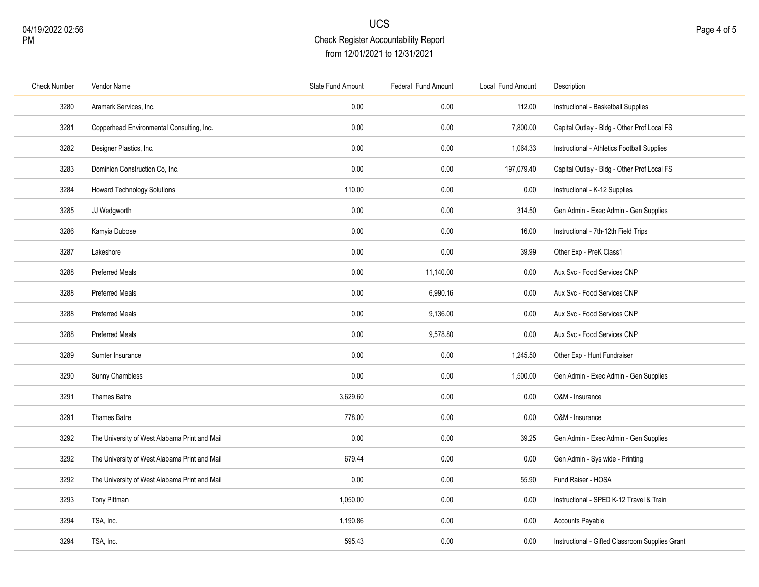# UCS

## Check Register Accountability Report

from 12/01/2021 to 12/31/2021

| Check Number | Vendor Name | State Fund Amount | Federal Fund Amount | Local Fund Amount | Description |
|---|---|---|---|---|---|
| 3280 | Aramark Services, Inc. | 0.00 | 0.00 | 112.00 | Instructional - Basketball Supplies |
| 3281 | Copperhead Environmental Consulting, Inc. | 0.00 | 0.00 | 7,800.00 | Capital Outlay - Bldg - Other Prof Local FS |
| 3282 | Designer Plastics, Inc. | 0.00 | 0.00 | 1,064.33 | Instructional - Athletics Football Supplies |
| 3283 | Dominion Construction Co, Inc. | 0.00 | 0.00 | 197,079.40 | Capital Outlay - Bldg - Other Prof Local FS |
| 3284 | Howard Technology Solutions | 110.00 | 0.00 | 0.00 | Instructional - K-12 Supplies |
| 3285 | JJ Wedgworth | 0.00 | 0.00 | 314.50 | Gen Admin - Exec Admin - Gen Supplies |
| 3286 | Kamyia Dubose | 0.00 | 0.00 | 16.00 | Instructional - 7th-12th Field Trips |
| 3287 | Lakeshore | 0.00 | 0.00 | 39.99 | Other Exp - PreK Class1 |
| 3288 | Preferred Meals | 0.00 | 11,140.00 | 0.00 | Aux Svc - Food Services CNP |
| 3288 | Preferred Meals | 0.00 | 6,990.16 | 0.00 | Aux Svc - Food Services CNP |
| 3288 | Preferred Meals | 0.00 | 9,136.00 | 0.00 | Aux Svc - Food Services CNP |
| 3288 | Preferred Meals | 0.00 | 9,578.80 | 0.00 | Aux Svc - Food Services CNP |
| 3289 | Sumter Insurance | 0.00 | 0.00 | 1,245.50 | Other Exp - Hunt Fundraiser |
| 3290 | Sunny Chambless | 0.00 | 0.00 | 1,500.00 | Gen Admin - Exec Admin - Gen Supplies |
| 3291 | Thames Batre | 3,629.60 | 0.00 | 0.00 | O&M - Insurance |
| 3291 | Thames Batre | 778.00 | 0.00 | 0.00 | O&M - Insurance |
| 3292 | The University of West Alabama Print and Mail | 0.00 | 0.00 | 39.25 | Gen Admin - Exec Admin - Gen Supplies |
| 3292 | The University of West Alabama Print and Mail | 679.44 | 0.00 | 0.00 | Gen Admin - Sys wide - Printing |
| 3292 | The University of West Alabama Print and Mail | 0.00 | 0.00 | 55.90 | Fund Raiser - HOSA |
| 3293 | Tony Pittman | 1,050.00 | 0.00 | 0.00 | Instructional - SPED K-12 Travel & Train |
| 3294 | TSA, Inc. | 1,190.86 | 0.00 | 0.00 | Accounts Payable |
| 3294 | TSA, Inc. | 595.43 | 0.00 | 0.00 | Instructional - Gifted Classroom Supplies Grant |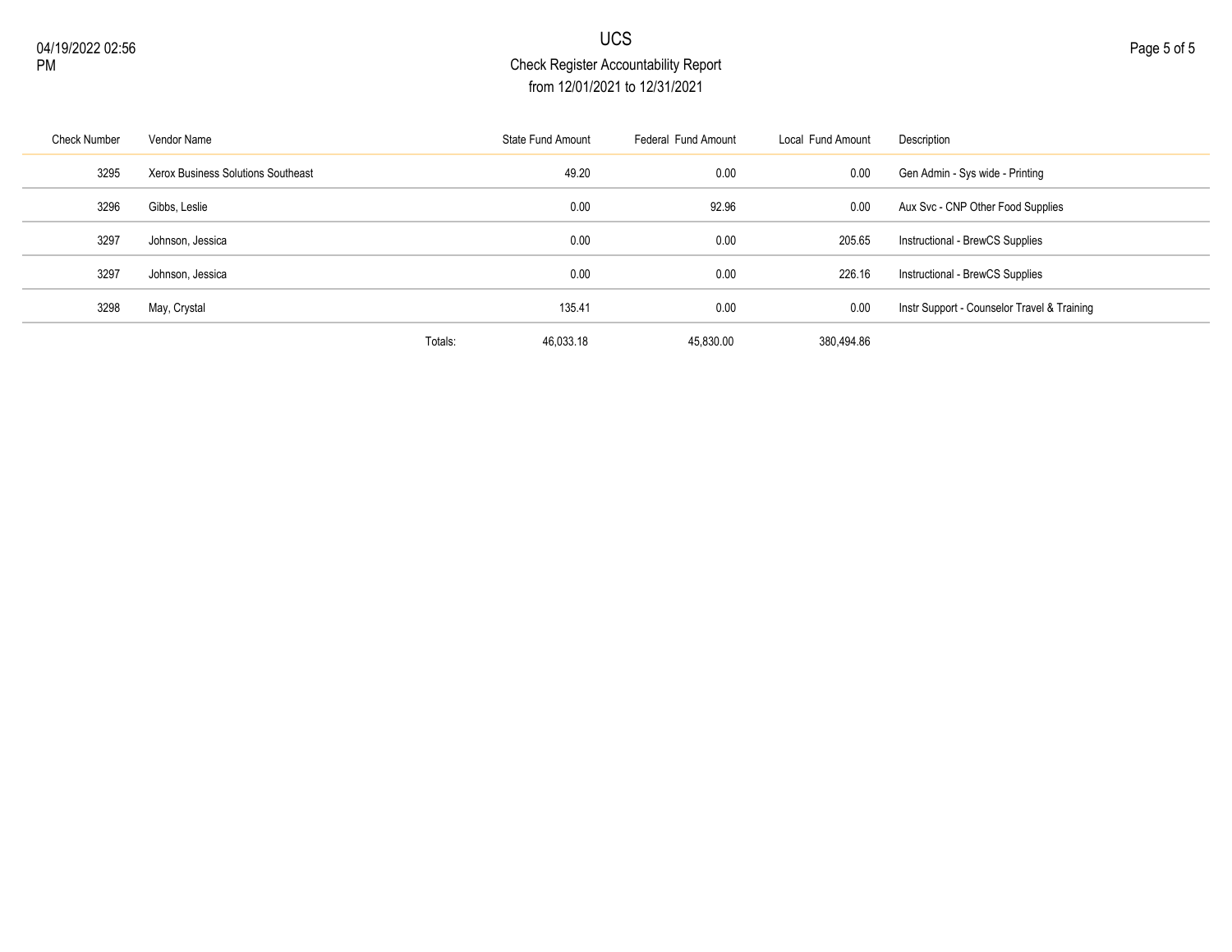# UCS

## Check Register Accountability Report

from 12/01/2021 to 12/31/2021

| Check Number | Vendor Name | | State Fund Amount | Federal Fund Amount | Local Fund Amount | Description |
|---|---|---|---|---|---|---|
| 3295 | Xerox Business Solutions Southeast | | 49.20 | 0.00 | 0.00 | Gen Admin - Sys wide - Printing |
| 3296 | Gibbs, Leslie | | 0.00 | 92.96 | 0.00 | Aux Svc - CNP Other Food Supplies |
| 3297 | Johnson, Jessica | | 0.00 | 0.00 | 205.65 | Instructional - BrewCS Supplies |
| 3297 | Johnson, Jessica | | 0.00 | 0.00 | 226.16 | Instructional - BrewCS Supplies |
| 3298 | May, Crystal | | 135.41 | 0.00 | 0.00 | Instr Support - Counselor Travel & Training |
| | | Totals: | 46,033.18 | 45,830.00 | 380,494.86 | |